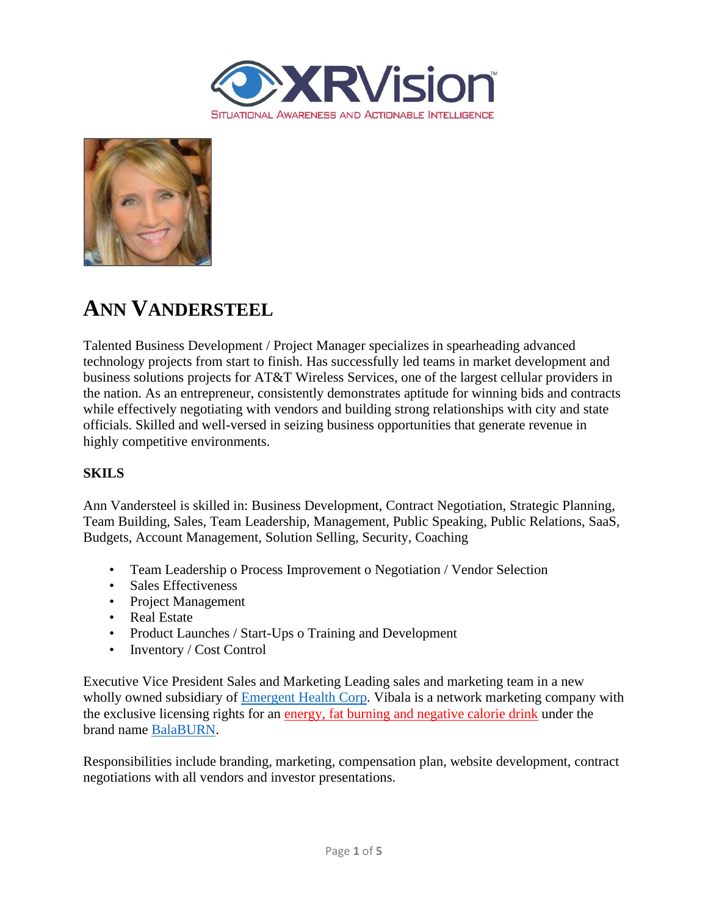# ANN VANDERSTEEL

Talented Business Development / Project Manager specializes in spearheading advanced technology projects from start to finish. Has successfully led teams in market development and business solutions projects for AT&T Wireless Services, one of the largest cellular providers in the nation. As an entrepreneur, consistently demonstrates aptitude for winning bids and contracts while effectively negotiating with vendors and building strong relationships with city and state officials. Skilled and well-versed in seizing business opportunities that generate revenue in highly competitive environments.

**SKILS**

Ann Vandersteel is skilled in: Business Development, Contract Negotiation, Strategic Planning, Team Building, Sales, Team Leadership, Management, Public Speaking, Public Relations, SaaS, Budgets, Account Management, Solution Selling, Security, Coaching

- Team Leadership o Process Improvement o Negotiation / Vendor Selection
- Sales Effectiveness
- Project Management
- Real Estate
- Product Launches / Start-Ups o Training and Development
- Inventory / Cost Control

Executive Vice President Sales and Marketing Leading sales and marketing team in a new wholly owned subsidiary of Emergent Health Corp. Vibala is a network marketing company with the exclusive licensing rights for an energy, fat burning and negative calorie drink under the brand name BalaBURN.

Responsibilities include branding, marketing, compensation plan, website development, contract negotiations with all vendors and investor presentations.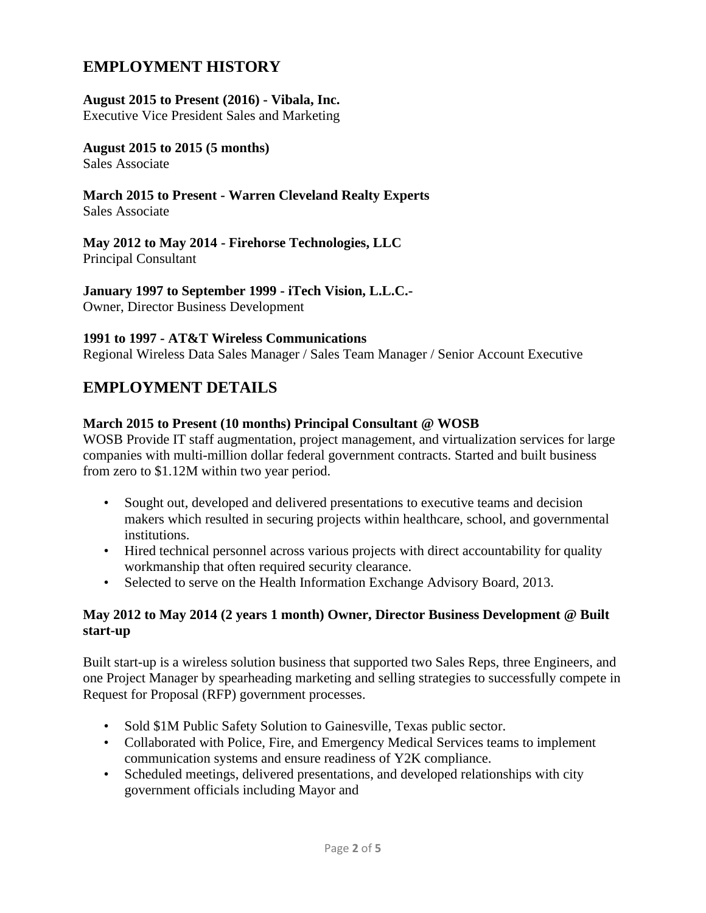## EMPLOYMENT HISTORY

**August 2015 to Present (2016) - Vibala, Inc.**
Executive Vice President Sales and Marketing

**August 2015 to 2015 (5 months)**
Sales Associate

**March 2015 to Present - Warren Cleveland Realty Experts**
Sales Associate

**May 2012 to May 2014 - Firehorse Technologies, LLC**
Principal Consultant

**January 1997 to September 1999 - iTech Vision, L.L.C.-**
Owner, Director Business Development

**1991 to 1997 - AT&T Wireless Communications**
Regional Wireless Data Sales Manager / Sales Team Manager / Senior Account Executive

## EMPLOYMENT DETAILS

**March 2015 to Present (10 months) Principal Consultant @ WOSB**

WOSB Provide IT staff augmentation, project management, and virtualization services for large companies with multi-million dollar federal government contracts. Started and built business from zero to $1.12M within two year period.

- Sought out, developed and delivered presentations to executive teams and decision makers which resulted in securing projects within healthcare, school, and governmental institutions.
- Hired technical personnel across various projects with direct accountability for quality workmanship that often required security clearance.
- Selected to serve on the Health Information Exchange Advisory Board, 2013.

**May 2012 to May 2014 (2 years 1 month) Owner, Director Business Development @ Built start-up**

Built start-up is a wireless solution business that supported two Sales Reps, three Engineers, and one Project Manager by spearheading marketing and selling strategies to successfully compete in Request for Proposal (RFP) government processes.

- Sold $1M Public Safety Solution to Gainesville, Texas public sector.
- Collaborated with Police, Fire, and Emergency Medical Services teams to implement communication systems and ensure readiness of Y2K compliance.
- Scheduled meetings, delivered presentations, and developed relationships with city government officials including Mayor and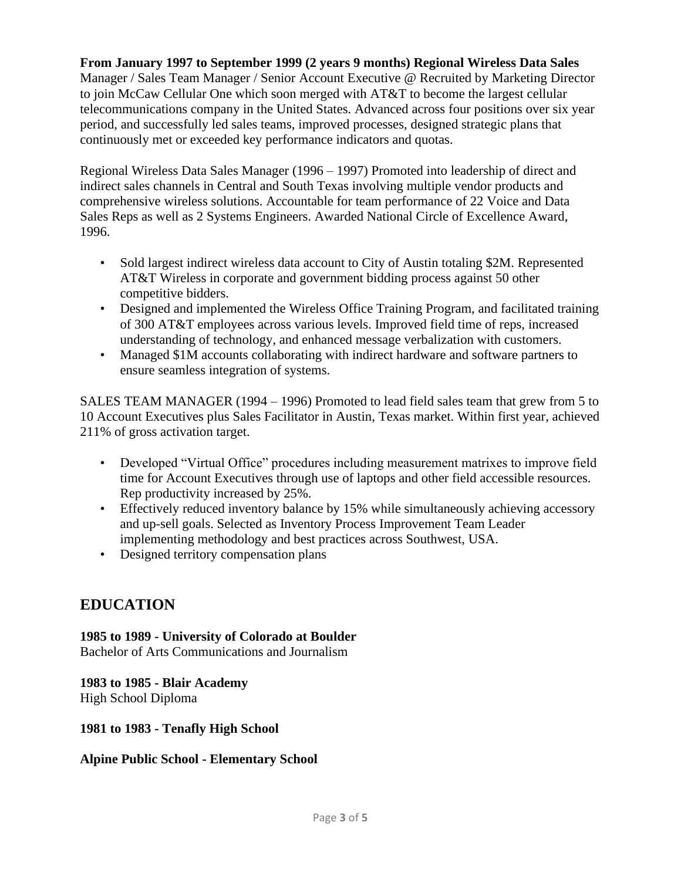**From January 1997 to September 1999 (2 years 9 months) Regional Wireless Data Sales** Manager / Sales Team Manager / Senior Account Executive @ Recruited by Marketing Director to join McCaw Cellular One which soon merged with AT&T to become the largest cellular telecommunications company in the United States. Advanced across four positions over six year period, and successfully led sales teams, improved processes, designed strategic plans that continuously met or exceeded key performance indicators and quotas.

Regional Wireless Data Sales Manager (1996 – 1997) Promoted into leadership of direct and indirect sales channels in Central and South Texas involving multiple vendor products and comprehensive wireless solutions. Accountable for team performance of 22 Voice and Data Sales Reps as well as 2 Systems Engineers. Awarded National Circle of Excellence Award, 1996.

- Sold largest indirect wireless data account to City of Austin totaling $2M. Represented AT&T Wireless in corporate and government bidding process against 50 other competitive bidders.
- Designed and implemented the Wireless Office Training Program, and facilitated training of 300 AT&T employees across various levels. Improved field time of reps, increased understanding of technology, and enhanced message verbalization with customers.
- Managed $1M accounts collaborating with indirect hardware and software partners to ensure seamless integration of systems.

SALES TEAM MANAGER (1994 – 1996) Promoted to lead field sales team that grew from 5 to 10 Account Executives plus Sales Facilitator in Austin, Texas market. Within first year, achieved 211% of gross activation target.

- Developed "Virtual Office" procedures including measurement matrixes to improve field time for Account Executives through use of laptops and other field accessible resources. Rep productivity increased by 25%.
- Effectively reduced inventory balance by 15% while simultaneously achieving accessory and up-sell goals. Selected as Inventory Process Improvement Team Leader implementing methodology and best practices across Southwest, USA.
- Designed territory compensation plans

## EDUCATION

**1985 to 1989 - University of Colorado at Boulder**
Bachelor of Arts Communications and Journalism

**1983 to 1985 - Blair Academy**
High School Diploma

**1981 to 1983 - Tenafly High School**

**Alpine Public School - Elementary School**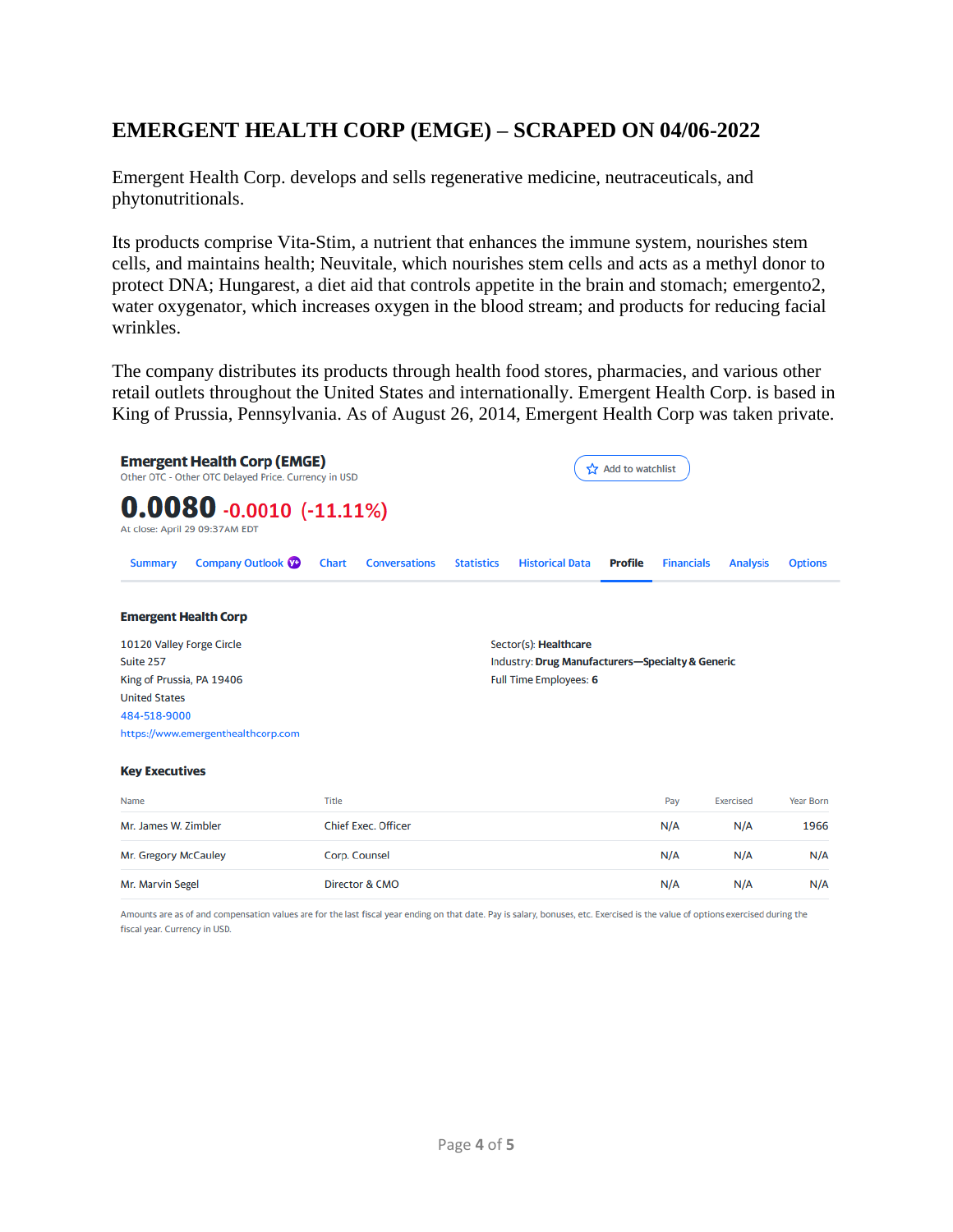# EMERGENT HEALTH CORP (EMGE) – SCRAPED ON 04/06-2022

Emergent Health Corp. develops and sells regenerative medicine, neutraceuticals, and phytonutritionals.

Its products comprise Vita-Stim, a nutrient that enhances the immune system, nourishes stem cells, and maintains health; Neuvitale, which nourishes stem cells and acts as a methyl donor to protect DNA; Hungarest, a diet aid that controls appetite in the brain and stomach; emergento2, water oxygenator, which increases oxygen in the blood stream; and products for reducing facial wrinkles.

The company distributes its products through health food stores, pharmacies, and various other retail outlets throughout the United States and internationally. Emergent Health Corp. is based in King of Prussia, Pennsylvania. As of August 26, 2014, Emergent Health Corp was taken private.

**Emergent Health Corp (EMGE)**
Other OTC - Other OTC Delayed Price. Currency in USD

Add to watchlist

**0.0080** -0.0010 (-11.11%)
At close: April 29 09:37AM EDT

Summary | Company Outlook | Chart | Conversations | Statistics | Historical Data | **Profile** | Financials | Analysis | Options

### Emergent Health Corp

10120 Valley Forge Circle
Suite 257
King of Prussia, PA 19406
United States
484-518-9000
https://www.emergenthealthcorp.com

Sector(s): **Healthcare**
Industry: **Drug Manufacturers—Specialty & Generic**
Full Time Employees: **6**

### Key Executives

| Name | Title | Pay | Exercised | Year Born |
|---|---|---|---|---|
| Mr. James W. Zimbler | Chief Exec. Officer | N/A | N/A | 1966 |
| Mr. Gregory McCauley | Corp. Counsel | N/A | N/A | N/A |
| Mr. Marvin Segel | Director & CMO | N/A | N/A | N/A |

Amounts are as of and compensation values are for the last fiscal year ending on that date. Pay is salary, bonuses, etc. Exercised is the value of options exercised during the fiscal year. Currency in USD.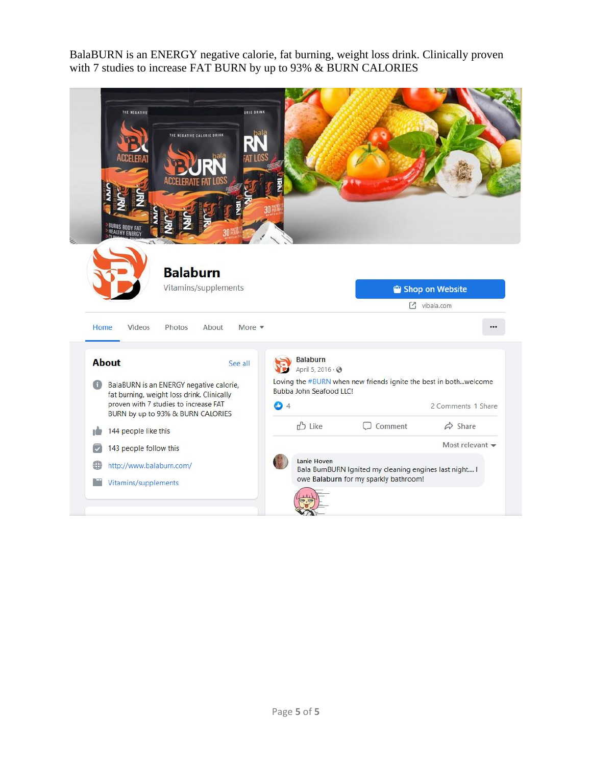BalaBURN is an ENERGY negative calorie, fat burning, weight loss drink. Clinically proven with 7 studies to increase FAT BURN by up to 93% & BURN CALORIES

**Balaburn**

Vitamins/supplements

Shop on Website

vibala.com

Home · Videos · Photos · About · More

**About** See all

BalaBURN is an ENERGY negative calorie, fat burning, weight loss drink. Clinically proven with 7 studies to increase FAT BURN by up to 93% & BURN CALORIES

144 people like this

143 people follow this

http://www.balaburn.com/

Vitamins/supplements

**Balaburn**

April 5, 2016

Loving the #BURN when new friends ignite the best in both...welcome Bubba John Seafood LLC!

4 · 2 Comments 1 Share

Like · Comment · Share

Most relevant

**Lanie Hoven**

Bala BurnBURN Ignited my cleaning engines last night.... I owe **Balaburn** for my sparkly bathroom!